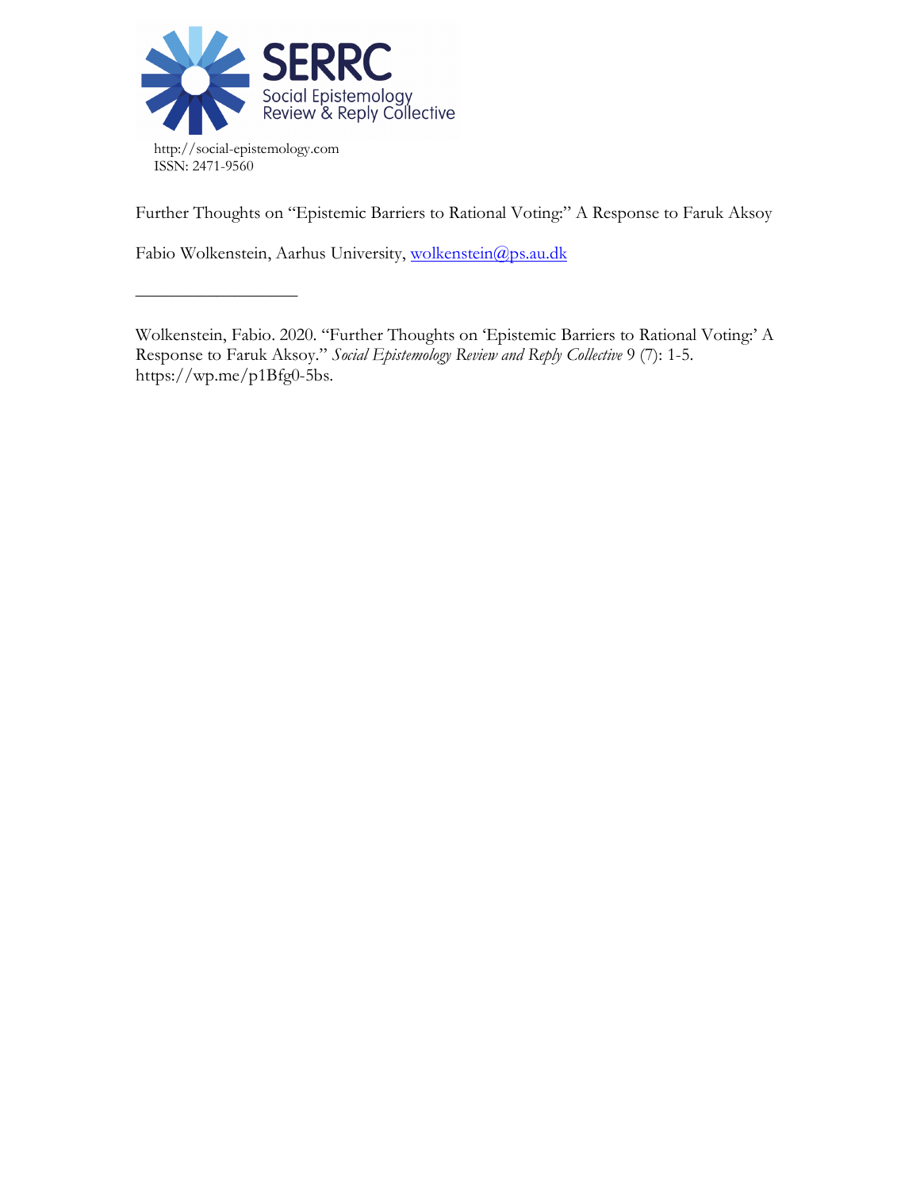http://social-epistemology.com
ISSN: 2471-9560

Further Thoughts on "Epistemic Barriers to Rational Voting:" A Response to Faruk Aksoy

Fabio Wolkenstein, Aarhus University, wolkenstein@ps.au.dk

---

Wolkenstein, Fabio. 2020. "Further Thoughts on 'Epistemic Barriers to Rational Voting:' A Response to Faruk Aksoy." *Social Epistemology Review and Reply Collective* 9 (7): 1-5. https://wp.me/p1Bfg0-5bs.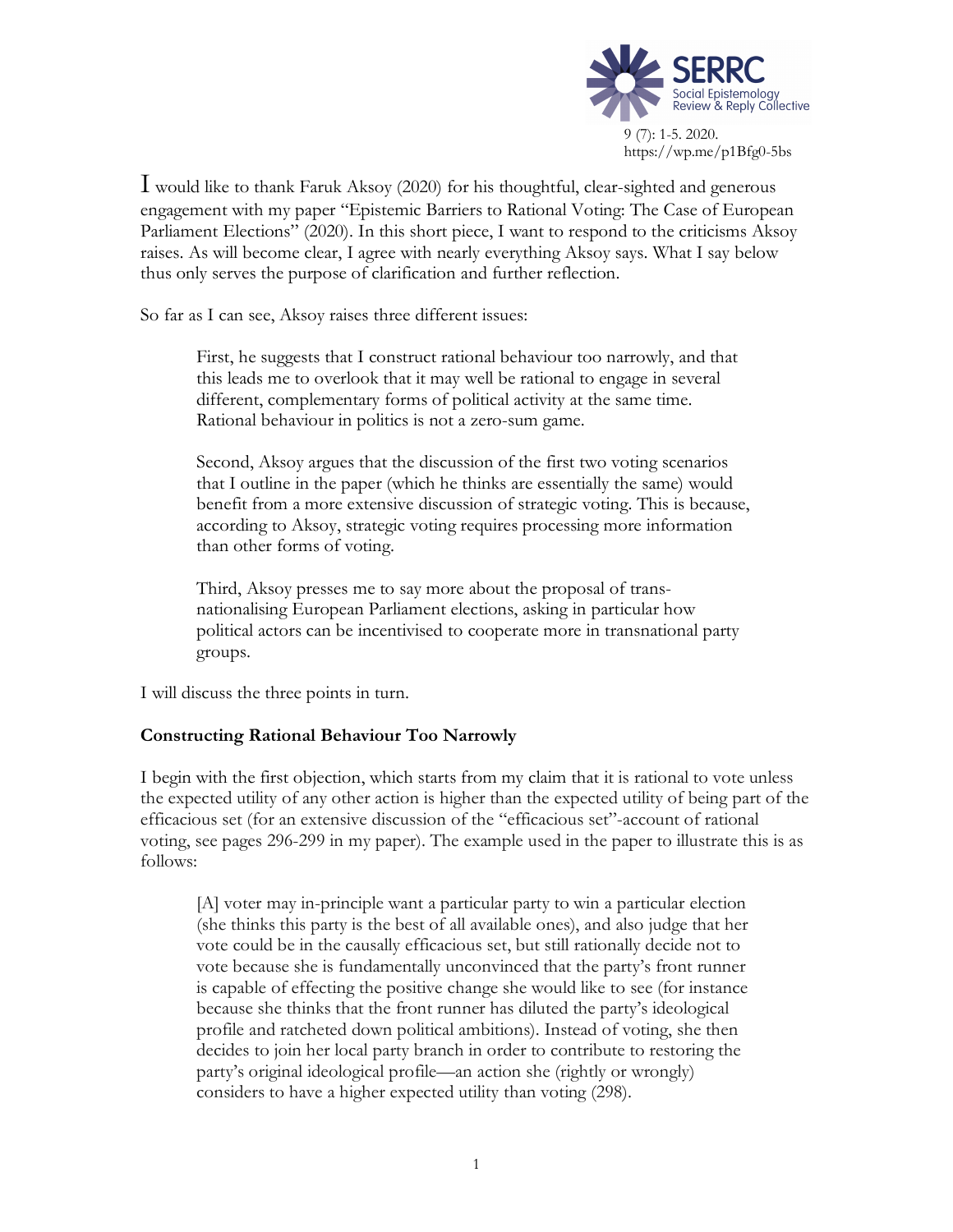I would like to thank Faruk Aksoy (2020) for his thoughtful, clear-sighted and generous engagement with my paper "Epistemic Barriers to Rational Voting: The Case of European Parliament Elections" (2020). In this short piece, I want to respond to the criticisms Aksoy raises. As will become clear, I agree with nearly everything Aksoy says. What I say below thus only serves the purpose of clarification and further reflection.

So far as I can see, Aksoy raises three different issues:

> First, he suggests that I construct rational behaviour too narrowly, and that this leads me to overlook that it may well be rational to engage in several different, complementary forms of political activity at the same time. Rational behaviour in politics is not a zero-sum game.
>
> Second, Aksoy argues that the discussion of the first two voting scenarios that I outline in the paper (which he thinks are essentially the same) would benefit from a more extensive discussion of strategic voting. This is because, according to Aksoy, strategic voting requires processing more information than other forms of voting.
>
> Third, Aksoy presses me to say more about the proposal of trans-nationalising European Parliament elections, asking in particular how political actors can be incentivised to cooperate more in transnational party groups.

I will discuss the three points in turn.

### Constructing Rational Behaviour Too Narrowly

I begin with the first objection, which starts from my claim that it is rational to vote unless the expected utility of any other action is higher than the expected utility of being part of the efficacious set (for an extensive discussion of the "efficacious set"-account of rational voting, see pages 296-299 in my paper). The example used in the paper to illustrate this is as follows:

> [A] voter may in-principle want a particular party to win a particular election (she thinks this party is the best of all available ones), and also judge that her vote could be in the causally efficacious set, but still rationally decide not to vote because she is fundamentally unconvinced that the party's front runner is capable of effecting the positive change she would like to see (for instance because she thinks that the front runner has diluted the party's ideological profile and ratcheted down political ambitions). Instead of voting, she then decides to join her local party branch in order to contribute to restoring the party's original ideological profile—an action she (rightly or wrongly) considers to have a higher expected utility than voting (298).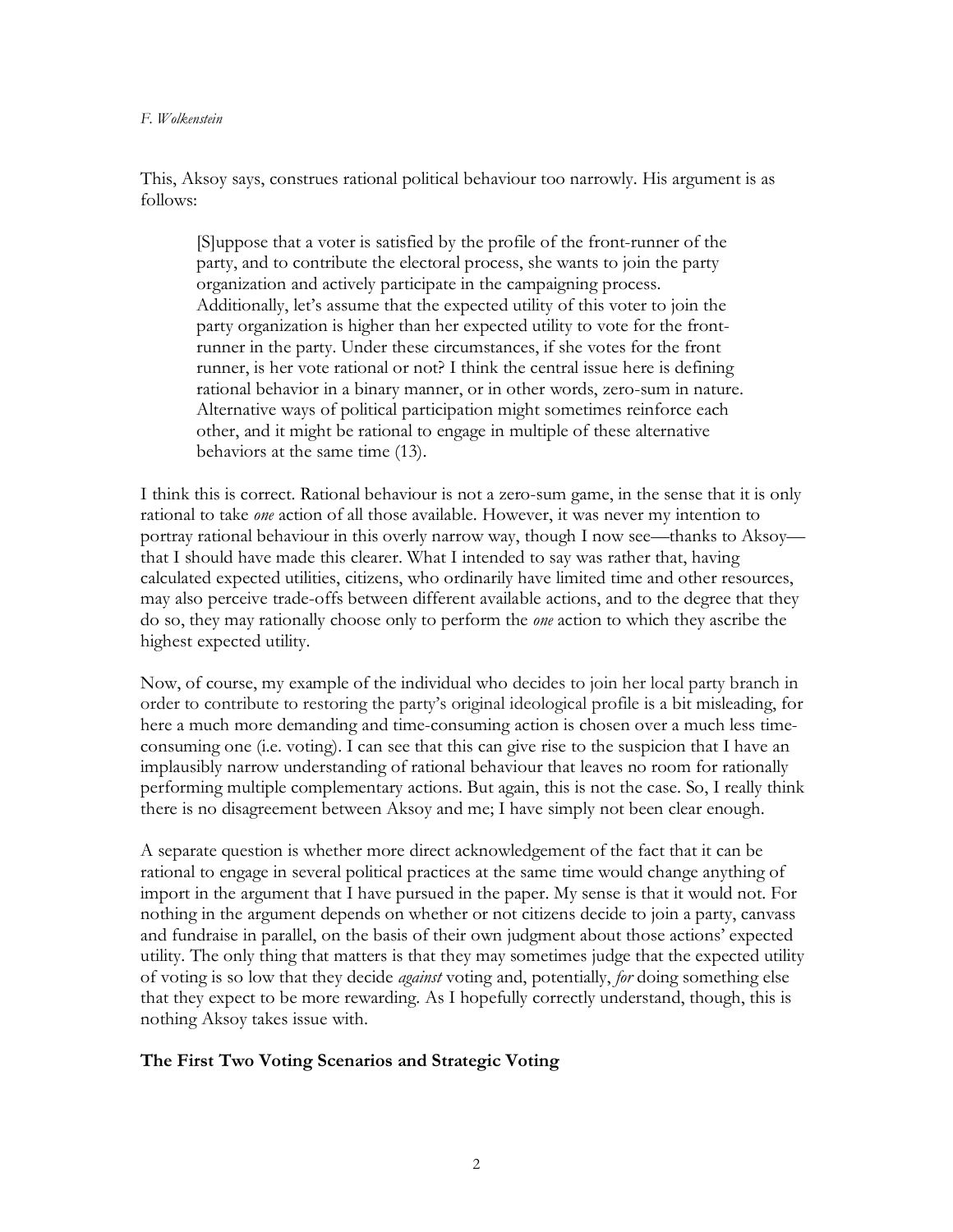This, Aksoy says, construes rational political behaviour too narrowly. His argument is as follows:

> [S]uppose that a voter is satisfied by the profile of the front-runner of the party, and to contribute the electoral process, she wants to join the party organization and actively participate in the campaigning process. Additionally, let's assume that the expected utility of this voter to join the party organization is higher than her expected utility to vote for the front-runner in the party. Under these circumstances, if she votes for the front runner, is her vote rational or not? I think the central issue here is defining rational behavior in a binary manner, or in other words, zero-sum in nature. Alternative ways of political participation might sometimes reinforce each other, and it might be rational to engage in multiple of these alternative behaviors at the same time (13).

I think this is correct. Rational behaviour is not a zero-sum game, in the sense that it is only rational to take *one* action of all those available. However, it was never my intention to portray rational behaviour in this overly narrow way, though I now see—thanks to Aksoy—that I should have made this clearer. What I intended to say was rather that, having calculated expected utilities, citizens, who ordinarily have limited time and other resources, may also perceive trade-offs between different available actions, and to the degree that they do so, they may rationally choose only to perform the *one* action to which they ascribe the highest expected utility.

Now, of course, my example of the individual who decides to join her local party branch in order to contribute to restoring the party's original ideological profile is a bit misleading, for here a much more demanding and time-consuming action is chosen over a much less time-consuming one (i.e. voting). I can see that this can give rise to the suspicion that I have an implausibly narrow understanding of rational behaviour that leaves no room for rationally performing multiple complementary actions. But again, this is not the case. So, I really think there is no disagreement between Aksoy and me; I have simply not been clear enough.

A separate question is whether more direct acknowledgement of the fact that it can be rational to engage in several political practices at the same time would change anything of import in the argument that I have pursued in the paper. My sense is that it would not. For nothing in the argument depends on whether or not citizens decide to join a party, canvass and fundraise in parallel, on the basis of their own judgment about those actions' expected utility. The only thing that matters is that they may sometimes judge that the expected utility of voting is so low that they decide *against* voting and, potentially, *for* doing something else that they expect to be more rewarding. As I hopefully correctly understand, though, this is nothing Aksoy takes issue with.

## The First Two Voting Scenarios and Strategic Voting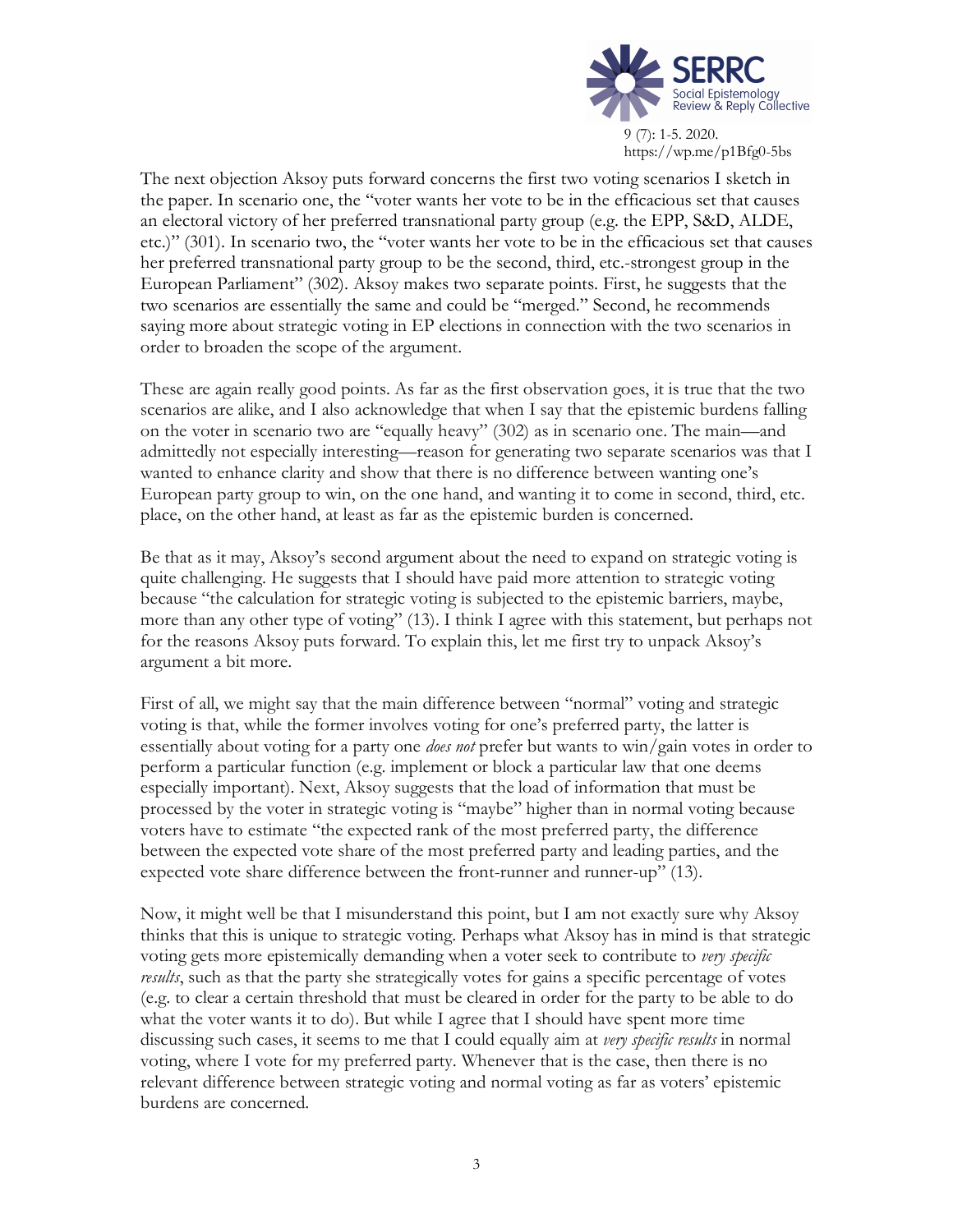The next objection Aksoy puts forward concerns the first two voting scenarios I sketch in the paper. In scenario one, the "voter wants her vote to be in the efficacious set that causes an electoral victory of her preferred transnational party group (e.g. the EPP, S&D, ALDE, etc.)" (301). In scenario two, the "voter wants her vote to be in the efficacious set that causes her preferred transnational party group to be the second, third, etc.-strongest group in the European Parliament" (302). Aksoy makes two separate points. First, he suggests that the two scenarios are essentially the same and could be "merged." Second, he recommends saying more about strategic voting in EP elections in connection with the two scenarios in order to broaden the scope of the argument.

These are again really good points. As far as the first observation goes, it is true that the two scenarios are alike, and I also acknowledge that when I say that the epistemic burdens falling on the voter in scenario two are "equally heavy" (302) as in scenario one. The main—and admittedly not especially interesting—reason for generating two separate scenarios was that I wanted to enhance clarity and show that there is no difference between wanting one's European party group to win, on the one hand, and wanting it to come in second, third, etc. place, on the other hand, at least as far as the epistemic burden is concerned.

Be that as it may, Aksoy's second argument about the need to expand on strategic voting is quite challenging. He suggests that I should have paid more attention to strategic voting because "the calculation for strategic voting is subjected to the epistemic barriers, maybe, more than any other type of voting" (13). I think I agree with this statement, but perhaps not for the reasons Aksoy puts forward. To explain this, let me first try to unpack Aksoy's argument a bit more.

First of all, we might say that the main difference between "normal" voting and strategic voting is that, while the former involves voting for one's preferred party, the latter is essentially about voting for a party one *does not* prefer but wants to win/gain votes in order to perform a particular function (e.g. implement or block a particular law that one deems especially important). Next, Aksoy suggests that the load of information that must be processed by the voter in strategic voting is "maybe" higher than in normal voting because voters have to estimate "the expected rank of the most preferred party, the difference between the expected vote share of the most preferred party and leading parties, and the expected vote share difference between the front-runner and runner-up" (13).

Now, it might well be that I misunderstand this point, but I am not exactly sure why Aksoy thinks that this is unique to strategic voting. Perhaps what Aksoy has in mind is that strategic voting gets more epistemically demanding when a voter seek to contribute to *very specific results*, such as that the party she strategically votes for gains a specific percentage of votes (e.g. to clear a certain threshold that must be cleared in order for the party to be able to do what the voter wants it to do). But while I agree that I should have spent more time discussing such cases, it seems to me that I could equally aim at *very specific results* in normal voting, where I vote for my preferred party. Whenever that is the case, then there is no relevant difference between strategic voting and normal voting as far as voters' epistemic burdens are concerned.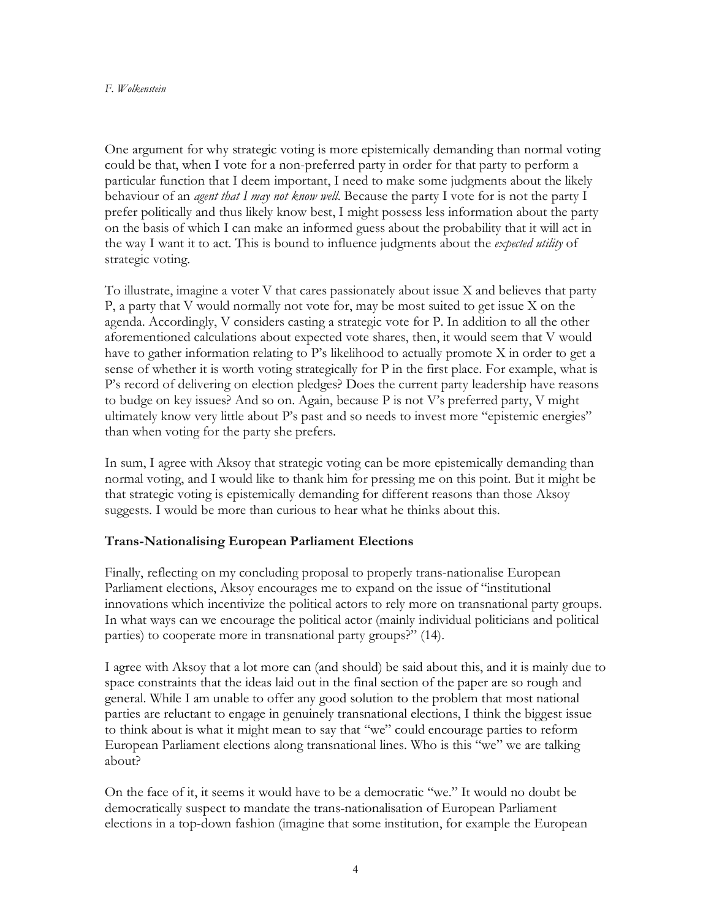One argument for why strategic voting is more epistemically demanding than normal voting could be that, when I vote for a non-preferred party in order for that party to perform a particular function that I deem important, I need to make some judgments about the likely behaviour of an *agent that I may not know well*. Because the party I vote for is not the party I prefer politically and thus likely know best, I might possess less information about the party on the basis of which I can make an informed guess about the probability that it will act in the way I want it to act. This is bound to influence judgments about the *expected utility* of strategic voting.

To illustrate, imagine a voter V that cares passionately about issue X and believes that party P, a party that V would normally not vote for, may be most suited to get issue X on the agenda. Accordingly, V considers casting a strategic vote for P. In addition to all the other aforementioned calculations about expected vote shares, then, it would seem that V would have to gather information relating to P's likelihood to actually promote X in order to get a sense of whether it is worth voting strategically for P in the first place. For example, what is P's record of delivering on election pledges? Does the current party leadership have reasons to budge on key issues? And so on. Again, because P is not V's preferred party, V might ultimately know very little about P's past and so needs to invest more "epistemic energies" than when voting for the party she prefers.

In sum, I agree with Aksoy that strategic voting can be more epistemically demanding than normal voting, and I would like to thank him for pressing me on this point. But it might be that strategic voting is epistemically demanding for different reasons than those Aksoy suggests. I would be more than curious to hear what he thinks about this.

## Trans-Nationalising European Parliament Elections

Finally, reflecting on my concluding proposal to properly trans-nationalise European Parliament elections, Aksoy encourages me to expand on the issue of "institutional innovations which incentivize the political actors to rely more on transnational party groups. In what ways can we encourage the political actor (mainly individual politicians and political parties) to cooperate more in transnational party groups?" (14).

I agree with Aksoy that a lot more can (and should) be said about this, and it is mainly due to space constraints that the ideas laid out in the final section of the paper are so rough and general. While I am unable to offer any good solution to the problem that most national parties are reluctant to engage in genuinely transnational elections, I think the biggest issue to think about is what it might mean to say that "we" could encourage parties to reform European Parliament elections along transnational lines. Who is this "we" we are talking about?

On the face of it, it seems it would have to be a democratic "we." It would no doubt be democratically suspect to mandate the trans-nationalisation of European Parliament elections in a top-down fashion (imagine that some institution, for example the European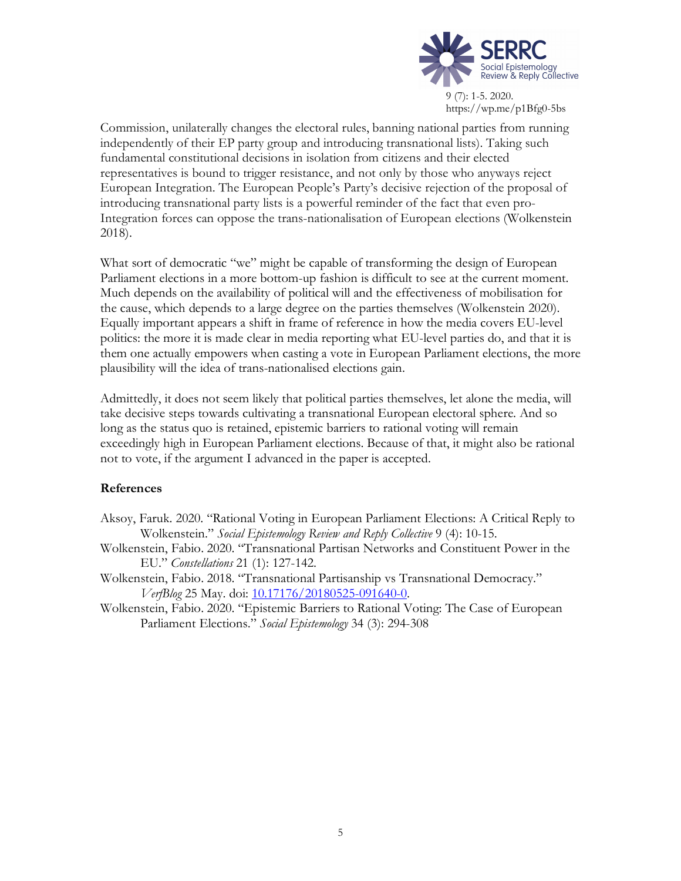Commission, unilaterally changes the electoral rules, banning national parties from running independently of their EP party group and introducing transnational lists). Taking such fundamental constitutional decisions in isolation from citizens and their elected representatives is bound to trigger resistance, and not only by those who anyways reject European Integration. The European People's Party's decisive rejection of the proposal of introducing transnational party lists is a powerful reminder of the fact that even pro-Integration forces can oppose the trans-nationalisation of European elections (Wolkenstein 2018).

What sort of democratic "we" might be capable of transforming the design of European Parliament elections in a more bottom-up fashion is difficult to see at the current moment. Much depends on the availability of political will and the effectiveness of mobilisation for the cause, which depends to a large degree on the parties themselves (Wolkenstein 2020). Equally important appears a shift in frame of reference in how the media covers EU-level politics: the more it is made clear in media reporting what EU-level parties do, and that it is them one actually empowers when casting a vote in European Parliament elections, the more plausibility will the idea of trans-nationalised elections gain.

Admittedly, it does not seem likely that political parties themselves, let alone the media, will take decisive steps towards cultivating a transnational European electoral sphere. And so long as the status quo is retained, epistemic barriers to rational voting will remain exceedingly high in European Parliament elections. Because of that, it might also be rational not to vote, if the argument I advanced in the paper is accepted.

### References

Aksoy, Faruk. 2020. "Rational Voting in European Parliament Elections: A Critical Reply to Wolkenstein." *Social Epistemology Review and Reply Collective* 9 (4): 10-15.

Wolkenstein, Fabio. 2020. "Transnational Partisan Networks and Constituent Power in the EU." *Constellations* 21 (1): 127-142.

Wolkenstein, Fabio. 2018. "Transnational Partisanship vs Transnational Democracy." *VerfBlog* 25 May. doi: 10.17176/20180525-091640-0.

Wolkenstein, Fabio. 2020. "Epistemic Barriers to Rational Voting: The Case of European Parliament Elections." *Social Epistemology* 34 (3): 294-308